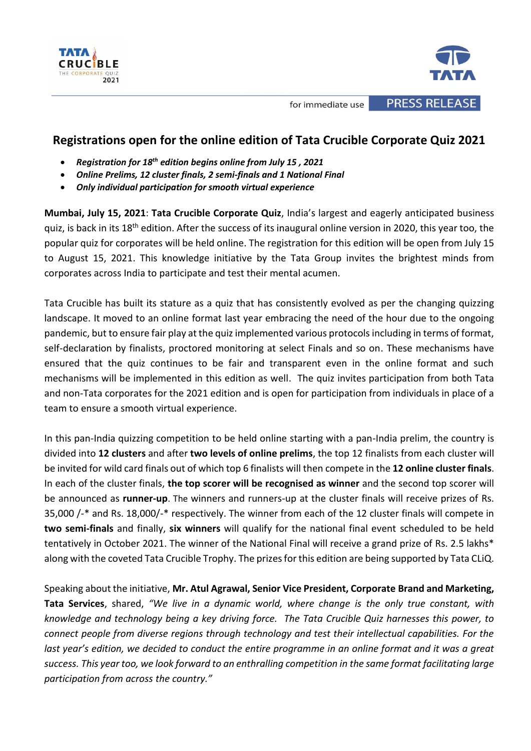for immediate use **PRESS RELEASE**

# Registrations open for the online edition of Tata Crucible Corporate Quiz 2021

- ***Registration for 18th edition begins online from July 15 , 2021***
- ***Online Prelims, 12 cluster finals, 2 semi-finals and 1 National Final***
- ***Only individual participation for smooth virtual experience***

**Mumbai, July 15, 2021**: **Tata Crucible Corporate Quiz**, India's largest and eagerly anticipated business quiz, is back in its 18th edition. After the success of its inaugural online version in 2020, this year too, the popular quiz for corporates will be held online. The registration for this edition will be open from July 15 to August 15, 2021. This knowledge initiative by the Tata Group invites the brightest minds from corporates across India to participate and test their mental acumen.

Tata Crucible has built its stature as a quiz that has consistently evolved as per the changing quizzing landscape. It moved to an online format last year embracing the need of the hour due to the ongoing pandemic, but to ensure fair play at the quiz implemented various protocols including in terms of format, self-declaration by finalists, proctored monitoring at select Finals and so on. These mechanisms have ensured that the quiz continues to be fair and transparent even in the online format and such mechanisms will be implemented in this edition as well. The quiz invites participation from both Tata and non-Tata corporates for the 2021 edition and is open for participation from individuals in place of a team to ensure a smooth virtual experience.

In this pan-India quizzing competition to be held online starting with a pan-India prelim, the country is divided into **12 clusters** and after **two levels of online prelims**, the top 12 finalists from each cluster will be invited for wild card finals out of which top 6 finalists will then compete in the **12 online cluster finals**. In each of the cluster finals, **the top scorer will be recognised as winner** and the second top scorer will be announced as **runner-up**. The winners and runners-up at the cluster finals will receive prizes of Rs. 35,000 /-* and Rs. 18,000/-* respectively. The winner from each of the 12 cluster finals will compete in **two semi-finals** and finally, **six winners** will qualify for the national final event scheduled to be held tentatively in October 2021. The winner of the National Final will receive a grand prize of Rs. 2.5 lakhs* along with the coveted Tata Crucible Trophy. The prizes for this edition are being supported by Tata CLiQ.

Speaking about the initiative, **Mr. Atul Agrawal, Senior Vice President, Corporate Brand and Marketing, Tata Services**, shared, *"We live in a dynamic world, where change is the only true constant, with knowledge and technology being a key driving force. The Tata Crucible Quiz harnesses this power, to connect people from diverse regions through technology and test their intellectual capabilities. For the last year's edition, we decided to conduct the entire programme in an online format and it was a great success. This year too, we look forward to an enthralling competition in the same format facilitating large participation from across the country."*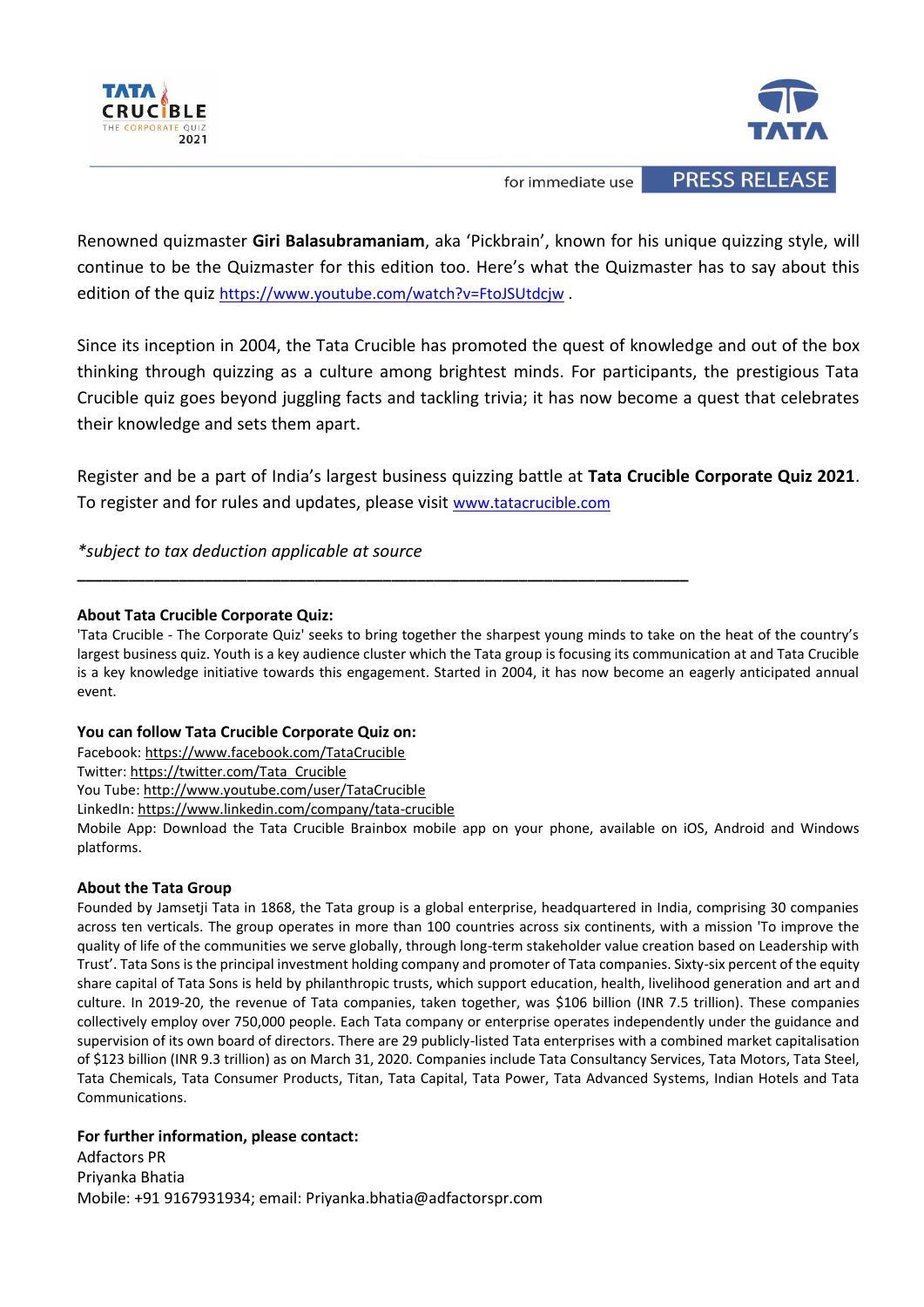for immediate use **PRESS RELEASE**

Renowned quizmaster **Giri Balasubramaniam**, aka 'Pickbrain', known for his unique quizzing style, will continue to be the Quizmaster for this edition too. Here's what the Quizmaster has to say about this edition of the quiz https://www.youtube.com/watch?v=FtoJSUtdcjw .

Since its inception in 2004, the Tata Crucible has promoted the quest of knowledge and out of the box thinking through quizzing as a culture among brightest minds. For participants, the prestigious Tata Crucible quiz goes beyond juggling facts and tackling trivia; it has now become a quest that celebrates their knowledge and sets them apart.

Register and be a part of India's largest business quizzing battle at **Tata Crucible Corporate Quiz 2021**. To register and for rules and updates, please visit www.tatacrucible.com

*\*subject to tax deduction applicable at source*

---

**About Tata Crucible Corporate Quiz:**
'Tata Crucible - The Corporate Quiz' seeks to bring together the sharpest young minds to take on the heat of the country's largest business quiz. Youth is a key audience cluster which the Tata group is focusing its communication at and Tata Crucible is a key knowledge initiative towards this engagement. Started in 2004, it has now become an eagerly anticipated annual event.

**You can follow Tata Crucible Corporate Quiz on:**
Facebook: https://www.facebook.com/TataCrucible
Twitter: https://twitter.com/Tata_Crucible
You Tube: http://www.youtube.com/user/TataCrucible
LinkedIn: https://www.linkedin.com/company/tata-crucible
Mobile App: Download the Tata Crucible Brainbox mobile app on your phone, available on iOS, Android and Windows platforms.

**About the Tata Group**
Founded by Jamsetji Tata in 1868, the Tata group is a global enterprise, headquartered in India, comprising 30 companies across ten verticals. The group operates in more than 100 countries across six continents, with a mission 'To improve the quality of life of the communities we serve globally, through long-term stakeholder value creation based on Leadership with Trust'. Tata Sons is the principal investment holding company and promoter of Tata companies. Sixty-six percent of the equity share capital of Tata Sons is held by philanthropic trusts, which support education, health, livelihood generation and art and culture. In 2019-20, the revenue of Tata companies, taken together, was $106 billion (INR 7.5 trillion). These companies collectively employ over 750,000 people. Each Tata company or enterprise operates independently under the guidance and supervision of its own board of directors. There are 29 publicly-listed Tata enterprises with a combined market capitalisation of $123 billion (INR 9.3 trillion) as on March 31, 2020. Companies include Tata Consultancy Services, Tata Motors, Tata Steel, Tata Chemicals, Tata Consumer Products, Titan, Tata Capital, Tata Power, Tata Advanced Systems, Indian Hotels and Tata Communications.

**For further information, please contact:**
Adfactors PR
Priyanka Bhatia
Mobile: +91 9167931934; email: Priyanka.bhatia@adfactorspr.com